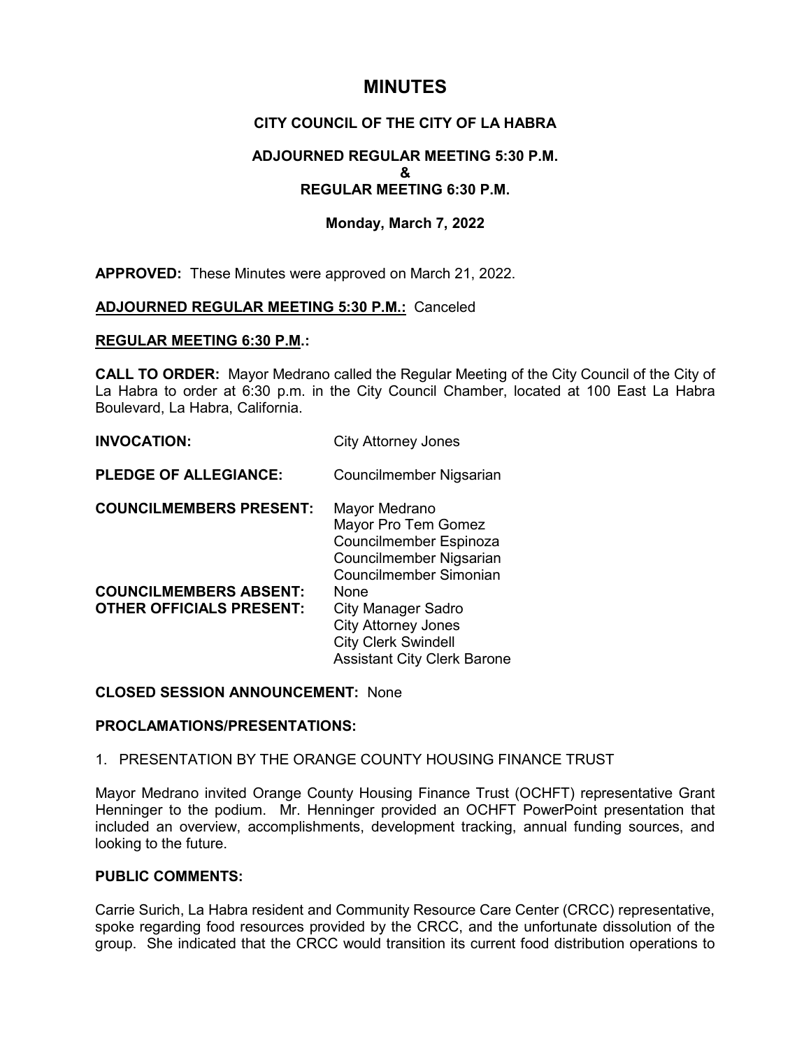# MINUTES

## CITY COUNCIL OF THE CITY OF LA HABRA

### ADJOURNED REGULAR MEETING 5:30 P.M.
### &
### REGULAR MEETING 6:30 P.M.

### Monday, March 7, 2022

**APPROVED:** These Minutes were approved on March 21, 2022.

**<u>ADJOURNED REGULAR MEETING 5:30 P.M.:</u>** Canceled

**<u>REGULAR MEETING 6:30 P.M.</u>:**

**CALL TO ORDER:** Mayor Medrano called the Regular Meeting of the City Council of the City of La Habra to order at 6:30 p.m. in the City Council Chamber, located at 100 East La Habra Boulevard, La Habra, California.

**INVOCATION:** City Attorney Jones

**PLEDGE OF ALLEGIANCE:** Councilmember Nigsarian

**COUNCILMEMBERS PRESENT:** Mayor Medrano
Mayor Pro Tem Gomez
Councilmember Espinoza
Councilmember Nigsarian
Councilmember Simonian

**COUNCILMEMBERS ABSENT:** None

**OTHER OFFICIALS PRESENT:** City Manager Sadro
City Attorney Jones
City Clerk Swindell
Assistant City Clerk Barone

**CLOSED SESSION ANNOUNCEMENT:** None

**PROCLAMATIONS/PRESENTATIONS:**

1. PRESENTATION BY THE ORANGE COUNTY HOUSING FINANCE TRUST

Mayor Medrano invited Orange County Housing Finance Trust (OCHFT) representative Grant Henninger to the podium. Mr. Henninger provided an OCHFT PowerPoint presentation that included an overview, accomplishments, development tracking, annual funding sources, and looking to the future.

**PUBLIC COMMENTS:**

Carrie Surich, La Habra resident and Community Resource Care Center (CRCC) representative, spoke regarding food resources provided by the CRCC, and the unfortunate dissolution of the group. She indicated that the CRCC would transition its current food distribution operations to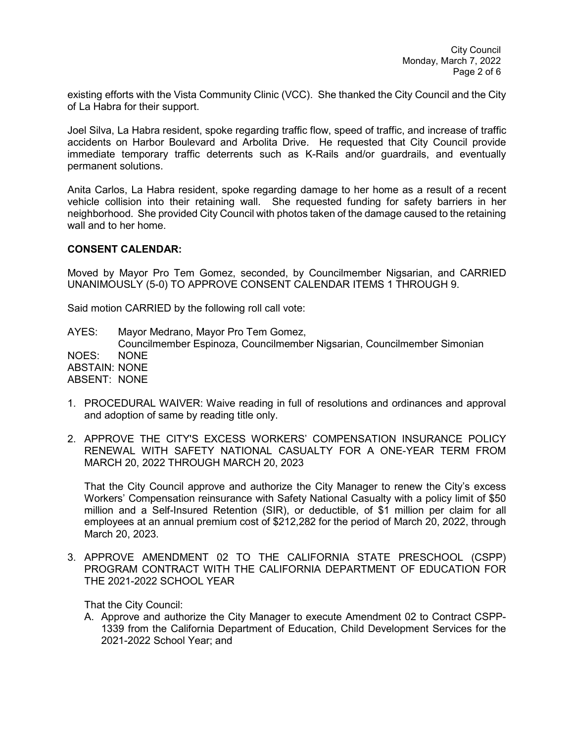existing efforts with the Vista Community Clinic (VCC). She thanked the City Council and the City of La Habra for their support.

Joel Silva, La Habra resident, spoke regarding traffic flow, speed of traffic, and increase of traffic accidents on Harbor Boulevard and Arbolita Drive. He requested that City Council provide immediate temporary traffic deterrents such as K-Rails and/or guardrails, and eventually permanent solutions.

Anita Carlos, La Habra resident, spoke regarding damage to her home as a result of a recent vehicle collision into their retaining wall. She requested funding for safety barriers in her neighborhood. She provided City Council with photos taken of the damage caused to the retaining wall and to her home.

**CONSENT CALENDAR:**

Moved by Mayor Pro Tem Gomez, seconded, by Councilmember Nigsarian, and CARRIED UNANIMOUSLY (5-0) TO APPROVE CONSENT CALENDAR ITEMS 1 THROUGH 9.

Said motion CARRIED by the following roll call vote:

AYES: Mayor Medrano, Mayor Pro Tem Gomez,
Councilmember Espinoza, Councilmember Nigsarian, Councilmember Simonian
NOES: NONE
ABSTAIN: NONE
ABSENT: NONE

1. PROCEDURAL WAIVER: Waive reading in full of resolutions and ordinances and approval and adoption of same by reading title only.

2. APPROVE THE CITY'S EXCESS WORKERS' COMPENSATION INSURANCE POLICY RENEWAL WITH SAFETY NATIONAL CASUALTY FOR A ONE-YEAR TERM FROM MARCH 20, 2022 THROUGH MARCH 20, 2023

   That the City Council approve and authorize the City Manager to renew the City's excess Workers' Compensation reinsurance with Safety National Casualty with a policy limit of $50 million and a Self-Insured Retention (SIR), or deductible, of $1 million per claim for all employees at an annual premium cost of $212,282 for the period of March 20, 2022, through March 20, 2023.

3. APPROVE AMENDMENT 02 TO THE CALIFORNIA STATE PRESCHOOL (CSPP) PROGRAM CONTRACT WITH THE CALIFORNIA DEPARTMENT OF EDUCATION FOR THE 2021-2022 SCHOOL YEAR

   That the City Council:

   A. Approve and authorize the City Manager to execute Amendment 02 to Contract CSPP-1339 from the California Department of Education, Child Development Services for the 2021-2022 School Year; and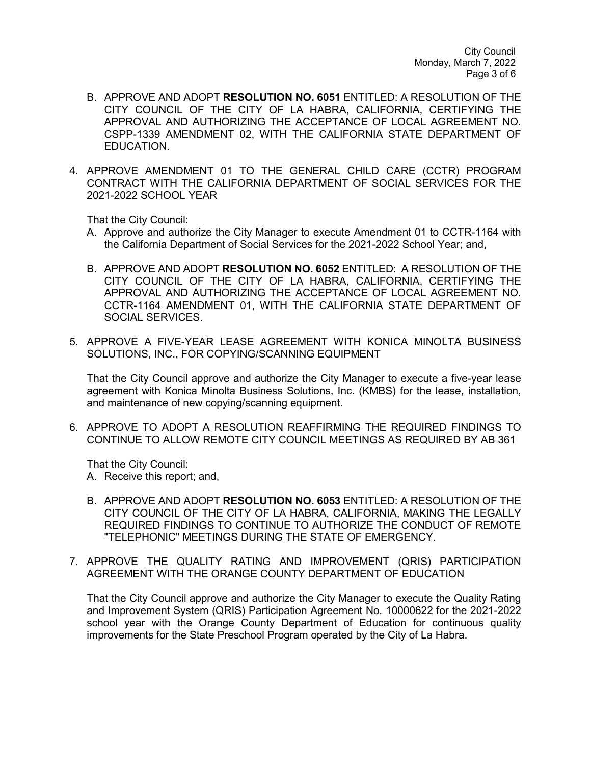B. APPROVE AND ADOPT **RESOLUTION NO. 6051** ENTITLED: A RESOLUTION OF THE CITY COUNCIL OF THE CITY OF LA HABRA, CALIFORNIA, CERTIFYING THE APPROVAL AND AUTHORIZING THE ACCEPTANCE OF LOCAL AGREEMENT NO. CSPP-1339 AMENDMENT 02, WITH THE CALIFORNIA STATE DEPARTMENT OF EDUCATION.

4. APPROVE AMENDMENT 01 TO THE GENERAL CHILD CARE (CCTR) PROGRAM CONTRACT WITH THE CALIFORNIA DEPARTMENT OF SOCIAL SERVICES FOR THE 2021-2022 SCHOOL YEAR

   That the City Council:

   A. Approve and authorize the City Manager to execute Amendment 01 to CCTR-1164 with the California Department of Social Services for the 2021-2022 School Year; and,

   B. APPROVE AND ADOPT **RESOLUTION NO. 6052** ENTITLED: A RESOLUTION OF THE CITY COUNCIL OF THE CITY OF LA HABRA, CALIFORNIA, CERTIFYING THE APPROVAL AND AUTHORIZING THE ACCEPTANCE OF LOCAL AGREEMENT NO. CCTR-1164 AMENDMENT 01, WITH THE CALIFORNIA STATE DEPARTMENT OF SOCIAL SERVICES.

5. APPROVE A FIVE-YEAR LEASE AGREEMENT WITH KONICA MINOLTA BUSINESS SOLUTIONS, INC., FOR COPYING/SCANNING EQUIPMENT

   That the City Council approve and authorize the City Manager to execute a five-year lease agreement with Konica Minolta Business Solutions, Inc. (KMBS) for the lease, installation, and maintenance of new copying/scanning equipment.

6. APPROVE TO ADOPT A RESOLUTION REAFFIRMING THE REQUIRED FINDINGS TO CONTINUE TO ALLOW REMOTE CITY COUNCIL MEETINGS AS REQUIRED BY AB 361

   That the City Council:

   A. Receive this report; and,

   B. APPROVE AND ADOPT **RESOLUTION NO. 6053** ENTITLED: A RESOLUTION OF THE CITY COUNCIL OF THE CITY OF LA HABRA, CALIFORNIA, MAKING THE LEGALLY REQUIRED FINDINGS TO CONTINUE TO AUTHORIZE THE CONDUCT OF REMOTE "TELEPHONIC" MEETINGS DURING THE STATE OF EMERGENCY.

7. APPROVE THE QUALITY RATING AND IMPROVEMENT (QRIS) PARTICIPATION AGREEMENT WITH THE ORANGE COUNTY DEPARTMENT OF EDUCATION

   That the City Council approve and authorize the City Manager to execute the Quality Rating and Improvement System (QRIS) Participation Agreement No. 10000622 for the 2021-2022 school year with the Orange County Department of Education for continuous quality improvements for the State Preschool Program operated by the City of La Habra.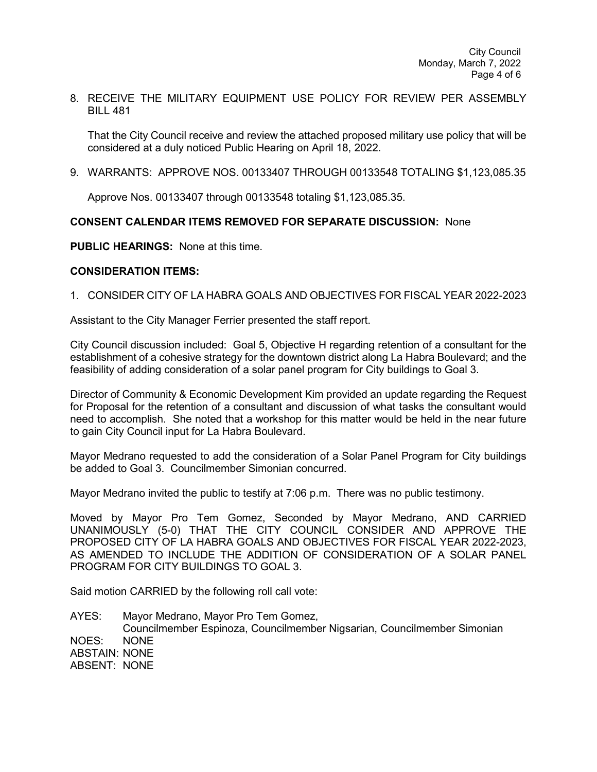8. RECEIVE THE MILITARY EQUIPMENT USE POLICY FOR REVIEW PER ASSEMBLY BILL 481

   That the City Council receive and review the attached proposed military use policy that will be considered at a duly noticed Public Hearing on April 18, 2022.

9. WARRANTS: APPROVE NOS. 00133407 THROUGH 00133548 TOTALING $1,123,085.35

   Approve Nos. 00133407 through 00133548 totaling $1,123,085.35.

**CONSENT CALENDAR ITEMS REMOVED FOR SEPARATE DISCUSSION:** None

**PUBLIC HEARINGS:** None at this time.

**CONSIDERATION ITEMS:**

1. CONSIDER CITY OF LA HABRA GOALS AND OBJECTIVES FOR FISCAL YEAR 2022-2023

Assistant to the City Manager Ferrier presented the staff report.

City Council discussion included: Goal 5, Objective H regarding retention of a consultant for the establishment of a cohesive strategy for the downtown district along La Habra Boulevard; and the feasibility of adding consideration of a solar panel program for City buildings to Goal 3.

Director of Community & Economic Development Kim provided an update regarding the Request for Proposal for the retention of a consultant and discussion of what tasks the consultant would need to accomplish. She noted that a workshop for this matter would be held in the near future to gain City Council input for La Habra Boulevard.

Mayor Medrano requested to add the consideration of a Solar Panel Program for City buildings be added to Goal 3. Councilmember Simonian concurred.

Mayor Medrano invited the public to testify at 7:06 p.m. There was no public testimony.

Moved by Mayor Pro Tem Gomez, Seconded by Mayor Medrano, AND CARRIED UNANIMOUSLY (5-0) THAT THE CITY COUNCIL CONSIDER AND APPROVE THE PROPOSED CITY OF LA HABRA GOALS AND OBJECTIVES FOR FISCAL YEAR 2022-2023, AS AMENDED TO INCLUDE THE ADDITION OF CONSIDERATION OF A SOLAR PANEL PROGRAM FOR CITY BUILDINGS TO GOAL 3.

Said motion CARRIED by the following roll call vote:

AYES: Mayor Medrano, Mayor Pro Tem Gomez, Councilmember Espinoza, Councilmember Nigsarian, Councilmember Simonian
NOES: NONE
ABSTAIN: NONE
ABSENT: NONE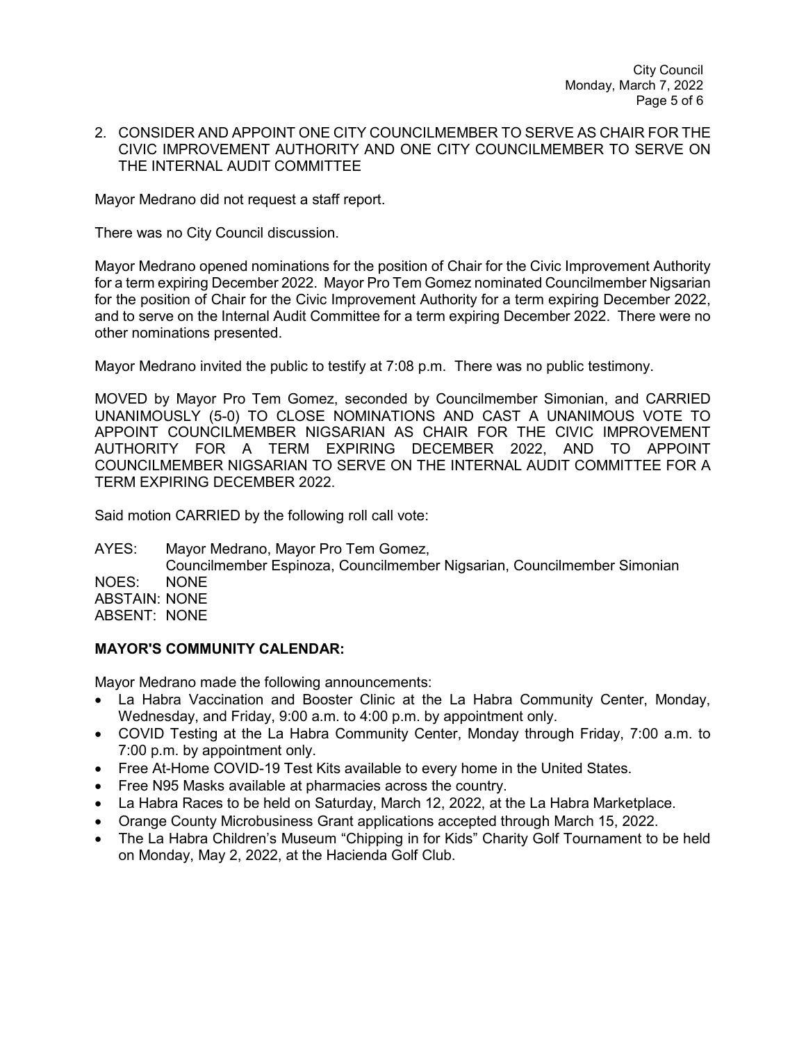2. CONSIDER AND APPOINT ONE CITY COUNCILMEMBER TO SERVE AS CHAIR FOR THE CIVIC IMPROVEMENT AUTHORITY AND ONE CITY COUNCILMEMBER TO SERVE ON THE INTERNAL AUDIT COMMITTEE

Mayor Medrano did not request a staff report.

There was no City Council discussion.

Mayor Medrano opened nominations for the position of Chair for the Civic Improvement Authority for a term expiring December 2022. Mayor Pro Tem Gomez nominated Councilmember Nigsarian for the position of Chair for the Civic Improvement Authority for a term expiring December 2022, and to serve on the Internal Audit Committee for a term expiring December 2022. There were no other nominations presented.

Mayor Medrano invited the public to testify at 7:08 p.m. There was no public testimony.

MOVED by Mayor Pro Tem Gomez, seconded by Councilmember Simonian, and CARRIED UNANIMOUSLY (5-0) TO CLOSE NOMINATIONS AND CAST A UNANIMOUS VOTE TO APPOINT COUNCILMEMBER NIGSARIAN AS CHAIR FOR THE CIVIC IMPROVEMENT AUTHORITY FOR A TERM EXPIRING DECEMBER 2022, AND TO APPOINT COUNCILMEMBER NIGSARIAN TO SERVE ON THE INTERNAL AUDIT COMMITTEE FOR A TERM EXPIRING DECEMBER 2022.

Said motion CARRIED by the following roll call vote:

AYES: Mayor Medrano, Mayor Pro Tem Gomez,
Councilmember Espinoza, Councilmember Nigsarian, Councilmember Simonian
NOES: NONE
ABSTAIN: NONE
ABSENT: NONE

**MAYOR'S COMMUNITY CALENDAR:**

Mayor Medrano made the following announcements:

- La Habra Vaccination and Booster Clinic at the La Habra Community Center, Monday, Wednesday, and Friday, 9:00 a.m. to 4:00 p.m. by appointment only.
- COVID Testing at the La Habra Community Center, Monday through Friday, 7:00 a.m. to 7:00 p.m. by appointment only.
- Free At-Home COVID-19 Test Kits available to every home in the United States.
- Free N95 Masks available at pharmacies across the country.
- La Habra Races to be held on Saturday, March 12, 2022, at the La Habra Marketplace.
- Orange County Microbusiness Grant applications accepted through March 15, 2022.
- The La Habra Children's Museum "Chipping in for Kids" Charity Golf Tournament to be held on Monday, May 2, 2022, at the Hacienda Golf Club.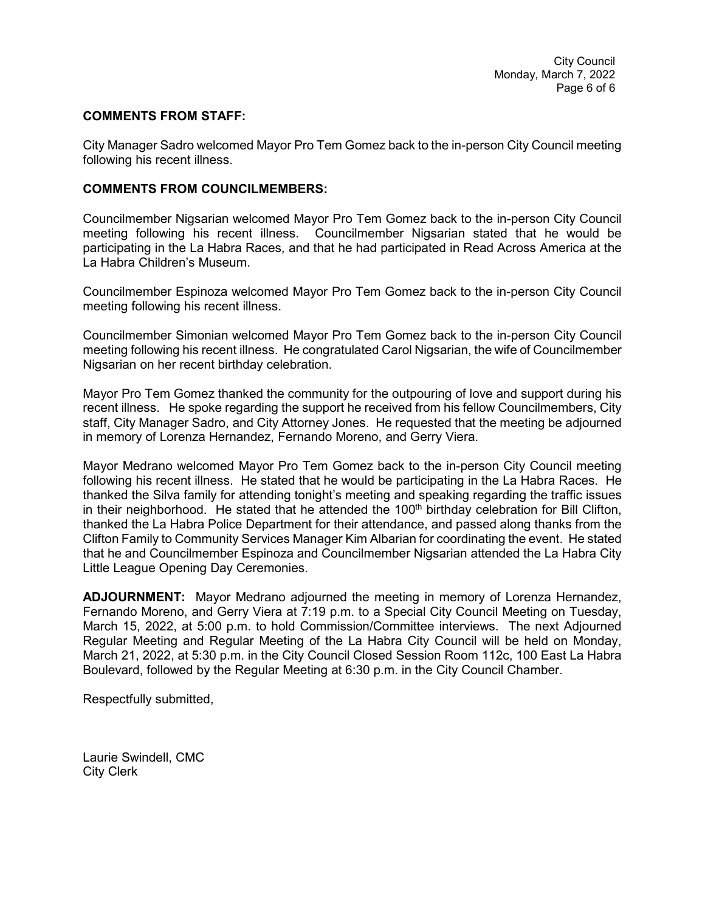**COMMENTS FROM STAFF:**

City Manager Sadro welcomed Mayor Pro Tem Gomez back to the in-person City Council meeting following his recent illness.

**COMMENTS FROM COUNCILMEMBERS:**

Councilmember Nigsarian welcomed Mayor Pro Tem Gomez back to the in-person City Council meeting following his recent illness. Councilmember Nigsarian stated that he would be participating in the La Habra Races, and that he had participated in Read Across America at the La Habra Children's Museum.

Councilmember Espinoza welcomed Mayor Pro Tem Gomez back to the in-person City Council meeting following his recent illness.

Councilmember Simonian welcomed Mayor Pro Tem Gomez back to the in-person City Council meeting following his recent illness. He congratulated Carol Nigsarian, the wife of Councilmember Nigsarian on her recent birthday celebration.

Mayor Pro Tem Gomez thanked the community for the outpouring of love and support during his recent illness. He spoke regarding the support he received from his fellow Councilmembers, City staff, City Manager Sadro, and City Attorney Jones. He requested that the meeting be adjourned in memory of Lorenza Hernandez, Fernando Moreno, and Gerry Viera.

Mayor Medrano welcomed Mayor Pro Tem Gomez back to the in-person City Council meeting following his recent illness. He stated that he would be participating in the La Habra Races. He thanked the Silva family for attending tonight's meeting and speaking regarding the traffic issues in their neighborhood. He stated that he attended the 100th birthday celebration for Bill Clifton, thanked the La Habra Police Department for their attendance, and passed along thanks from the Clifton Family to Community Services Manager Kim Albarian for coordinating the event. He stated that he and Councilmember Espinoza and Councilmember Nigsarian attended the La Habra City Little League Opening Day Ceremonies.

**ADJOURNMENT:** Mayor Medrano adjourned the meeting in memory of Lorenza Hernandez, Fernando Moreno, and Gerry Viera at 7:19 p.m. to a Special City Council Meeting on Tuesday, March 15, 2022, at 5:00 p.m. to hold Commission/Committee interviews. The next Adjourned Regular Meeting and Regular Meeting of the La Habra City Council will be held on Monday, March 21, 2022, at 5:30 p.m. in the City Council Closed Session Room 112c, 100 East La Habra Boulevard, followed by the Regular Meeting at 6:30 p.m. in the City Council Chamber.

Respectfully submitted,

Laurie Swindell, CMC
City Clerk